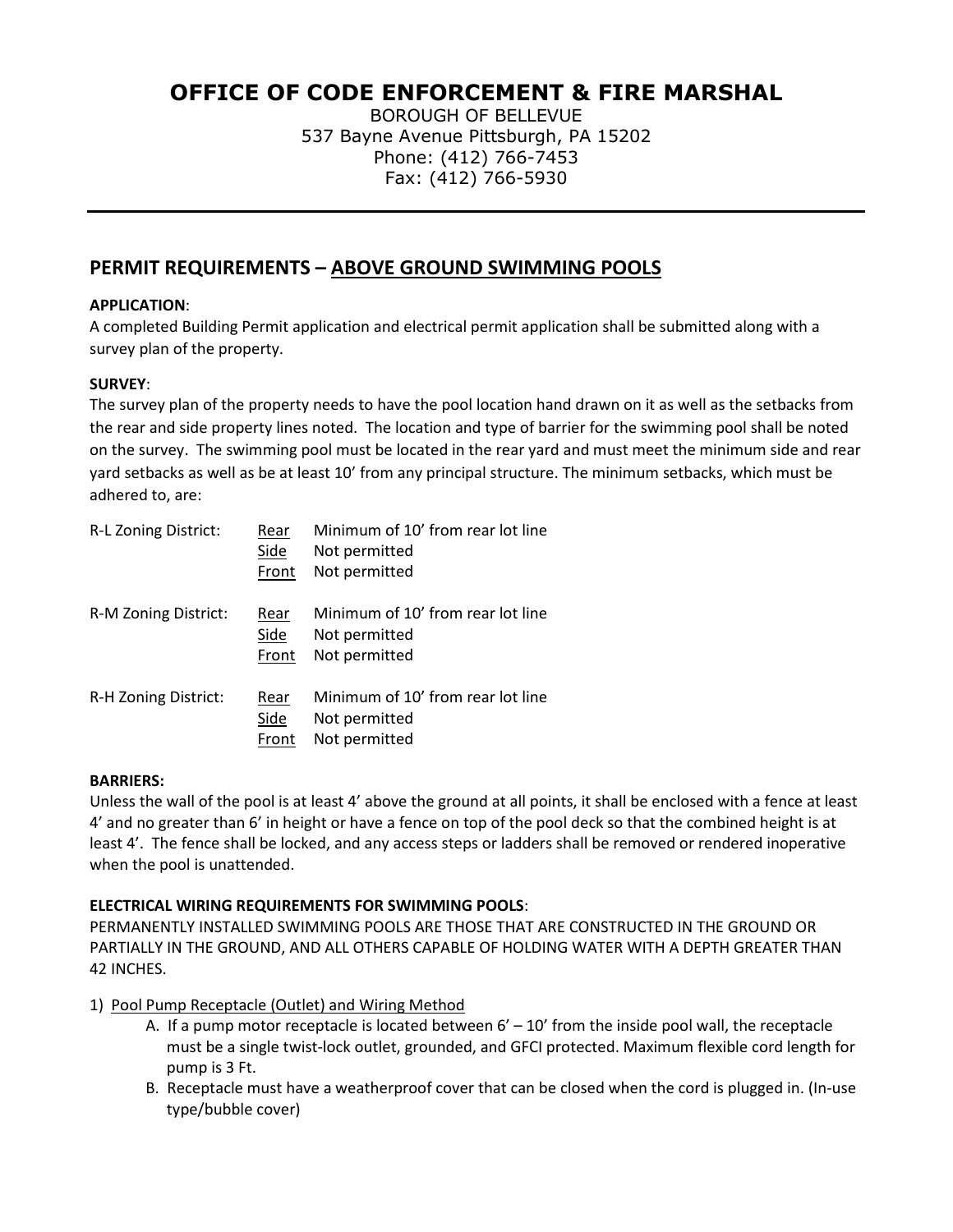# OFFICE OF CODE ENFORCEMENT & FIRE MARSHAL

BOROUGH OF BELLEVUE
537 Bayne Avenue Pittsburgh, PA 15202
Phone: (412) 766-7453
Fax: (412) 766-5930

---

## PERMIT REQUIREMENTS – <u>ABOVE GROUND SWIMMING POOLS</u>

**APPLICATION**:
A completed Building Permit application and electrical permit application shall be submitted along with a survey plan of the property.

**SURVEY**:
The survey plan of the property needs to have the pool location hand drawn on it as well as the setbacks from the rear and side property lines noted. The location and type of barrier for the swimming pool shall be noted on the survey. The swimming pool must be located in the rear yard and must meet the minimum side and rear yard setbacks as well as be at least 10' from any principal structure. The minimum setbacks, which must be adhered to, are:

| | | |
|---|---|---|
| R-L Zoning District: | <u>Rear</u> | Minimum of 10' from rear lot line |
| | <u>Side</u> | Not permitted |
| | <u>Front</u> | Not permitted |
| R-M Zoning District: | <u>Rear</u> | Minimum of 10' from rear lot line |
| | <u>Side</u> | Not permitted |
| | <u>Front</u> | Not permitted |
| R-H Zoning District: | <u>Rear</u> | Minimum of 10' from rear lot line |
| | <u>Side</u> | Not permitted |
| | <u>Front</u> | Not permitted |

**BARRIERS:**
Unless the wall of the pool is at least 4' above the ground at all points, it shall be enclosed with a fence at least 4' and no greater than 6' in height or have a fence on top of the pool deck so that the combined height is at least 4'. The fence shall be locked, and any access steps or ladders shall be removed or rendered inoperative when the pool is unattended.

**ELECTRICAL WIRING REQUIREMENTS FOR SWIMMING POOLS**:
PERMANENTLY INSTALLED SWIMMING POOLS ARE THOSE THAT ARE CONSTRUCTED IN THE GROUND OR PARTIALLY IN THE GROUND, AND ALL OTHERS CAPABLE OF HOLDING WATER WITH A DEPTH GREATER THAN 42 INCHES.

1) <u>Pool Pump Receptacle (Outlet) and Wiring Method</u>
   A. If a pump motor receptacle is located between 6' – 10' from the inside pool wall, the receptacle must be a single twist-lock outlet, grounded, and GFCI protected. Maximum flexible cord length for pump is 3 Ft.
   B. Receptacle must have a weatherproof cover that can be closed when the cord is plugged in. (In-use type/bubble cover)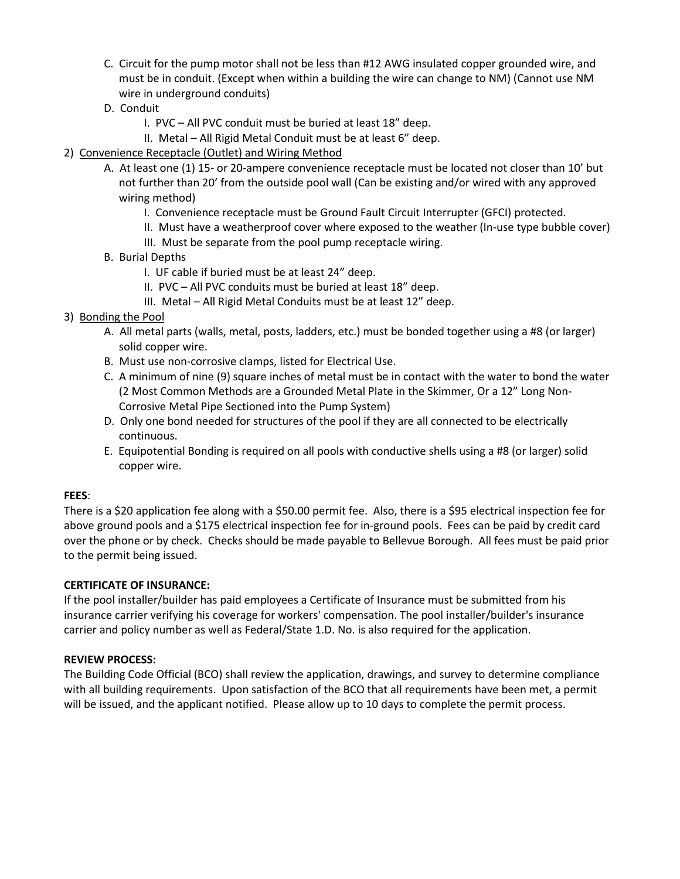C. Circuit for the pump motor shall not be less than #12 AWG insulated copper grounded wire, and must be in conduit. (Except when within a building the wire can change to NM) (Cannot use NM wire in underground conduits)

D. Conduit

 I. PVC – All PVC conduit must be buried at least 18" deep.

 II. Metal – All Rigid Metal Conduit must be at least 6" deep.

2) <u>Convenience Receptacle (Outlet) and Wiring Method</u>

 A. At least one (1) 15- or 20-ampere convenience receptacle must be located not closer than 10' but not further than 20' from the outside pool wall (Can be existing and/or wired with any approved wiring method)

  I. Convenience receptacle must be Ground Fault Circuit Interrupter (GFCI) protected.

  II. Must have a weatherproof cover where exposed to the weather (In-use type bubble cover)

  III. Must be separate from the pool pump receptacle wiring.

 B. Burial Depths

  I. UF cable if buried must be at least 24" deep.

  II. PVC – All PVC conduits must be buried at least 18" deep.

  III. Metal – All Rigid Metal Conduits must be at least 12" deep.

3) <u>Bonding the Pool</u>

 A. All metal parts (walls, metal, posts, ladders, etc.) must be bonded together using a #8 (or larger) solid copper wire.

 B. Must use non-corrosive clamps, listed for Electrical Use.

 C. A minimum of nine (9) square inches of metal must be in contact with the water to bond the water (2 Most Common Methods are a Grounded Metal Plate in the Skimmer, <u>Or</u> a 12" Long Non-Corrosive Metal Pipe Sectioned into the Pump System)

 D. Only one bond needed for structures of the pool if they are all connected to be electrically continuous.

 E. Equipotential Bonding is required on all pools with conductive shells using a #8 (or larger) solid copper wire.

**FEES**:

There is a $20 application fee along with a $50.00 permit fee. Also, there is a $95 electrical inspection fee for above ground pools and a $175 electrical inspection fee for in-ground pools. Fees can be paid by credit card over the phone or by check. Checks should be made payable to Bellevue Borough. All fees must be paid prior to the permit being issued.

**CERTIFICATE OF INSURANCE:**

If the pool installer/builder has paid employees a Certificate of Insurance must be submitted from his insurance carrier verifying his coverage for workers' compensation. The pool installer/builder's insurance carrier and policy number as well as Federal/State 1.D. No. is also required for the application.

**REVIEW PROCESS:**

The Building Code Official (BCO) shall review the application, drawings, and survey to determine compliance with all building requirements. Upon satisfaction of the BCO that all requirements have been met, a permit will be issued, and the applicant notified. Please allow up to 10 days to complete the permit process.